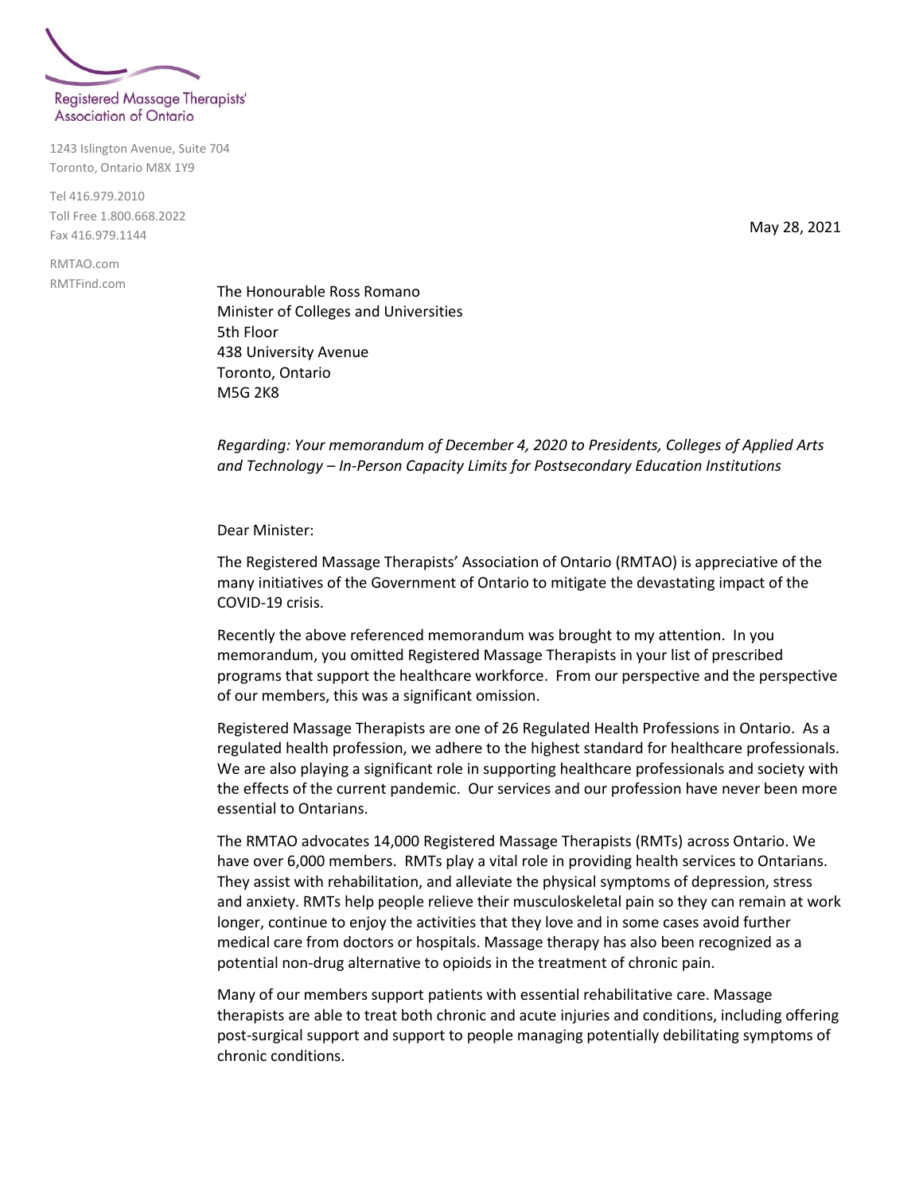Registered Massage Therapists' Association of Ontario

1243 Islington Avenue, Suite 704
Toronto, Ontario M8X 1Y9

Tel 416.979.2010
Toll Free 1.800.668.2022
Fax 416.979.1144

RMTAO.com
RMTFind.com

May 28, 2021

The Honourable Ross Romano
Minister of Colleges and Universities
5th Floor
438 University Avenue
Toronto, Ontario
M5G 2K8

*Regarding: Your memorandum of December 4, 2020 to Presidents, Colleges of Applied Arts and Technology – In-Person Capacity Limits for Postsecondary Education Institutions*

Dear Minister:

The Registered Massage Therapists' Association of Ontario (RMTAO) is appreciative of the many initiatives of the Government of Ontario to mitigate the devastating impact of the COVID-19 crisis.

Recently the above referenced memorandum was brought to my attention. In you memorandum, you omitted Registered Massage Therapists in your list of prescribed programs that support the healthcare workforce. From our perspective and the perspective of our members, this was a significant omission.

Registered Massage Therapists are one of 26 Regulated Health Professions in Ontario. As a regulated health profession, we adhere to the highest standard for healthcare professionals. We are also playing a significant role in supporting healthcare professionals and society with the effects of the current pandemic. Our services and our profession have never been more essential to Ontarians.

The RMTAO advocates 14,000 Registered Massage Therapists (RMTs) across Ontario. We have over 6,000 members. RMTs play a vital role in providing health services to Ontarians. They assist with rehabilitation, and alleviate the physical symptoms of depression, stress and anxiety. RMTs help people relieve their musculoskeletal pain so they can remain at work longer, continue to enjoy the activities that they love and in some cases avoid further medical care from doctors or hospitals. Massage therapy has also been recognized as a potential non-drug alternative to opioids in the treatment of chronic pain.

Many of our members support patients with essential rehabilitative care. Massage therapists are able to treat both chronic and acute injuries and conditions, including offering post-surgical support and support to people managing potentially debilitating symptoms of chronic conditions.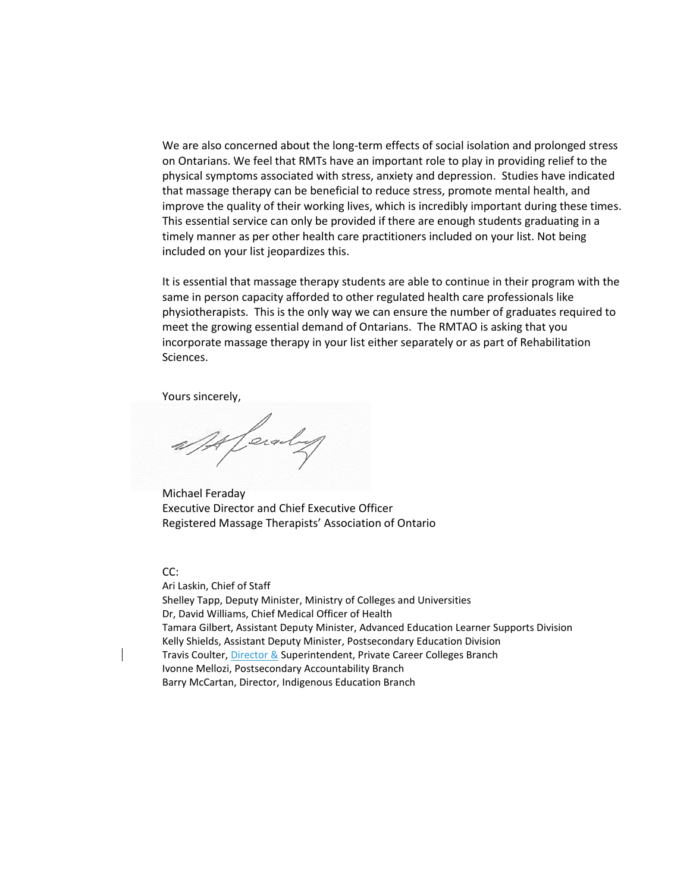We are also concerned about the long-term effects of social isolation and prolonged stress on Ontarians. We feel that RMTs have an important role to play in providing relief to the physical symptoms associated with stress, anxiety and depression. Studies have indicated that massage therapy can be beneficial to reduce stress, promote mental health, and improve the quality of their working lives, which is incredibly important during these times. This essential service can only be provided if there are enough students graduating in a timely manner as per other health care practitioners included on your list. Not being included on your list jeopardizes this.

It is essential that massage therapy students are able to continue in their program with the same in person capacity afforded to other regulated health care professionals like physiotherapists. This is the only way we can ensure the number of graduates required to meet the growing essential demand of Ontarians. The RMTAO is asking that you incorporate massage therapy in your list either separately or as part of Rehabilitation Sciences.

Yours sincerely,

Michael Feraday
Executive Director and Chief Executive Officer
Registered Massage Therapists' Association of Ontario

CC:
Ari Laskin, Chief of Staff
Shelley Tapp, Deputy Minister, Ministry of Colleges and Universities
Dr, David Williams, Chief Medical Officer of Health
Tamara Gilbert, Assistant Deputy Minister, Advanced Education Learner Supports Division
Kelly Shields, Assistant Deputy Minister, Postsecondary Education Division
Travis Coulter, Director & Superintendent, Private Career Colleges Branch
Ivonne Mellozi, Postsecondary Accountability Branch
Barry McCartan, Director, Indigenous Education Branch